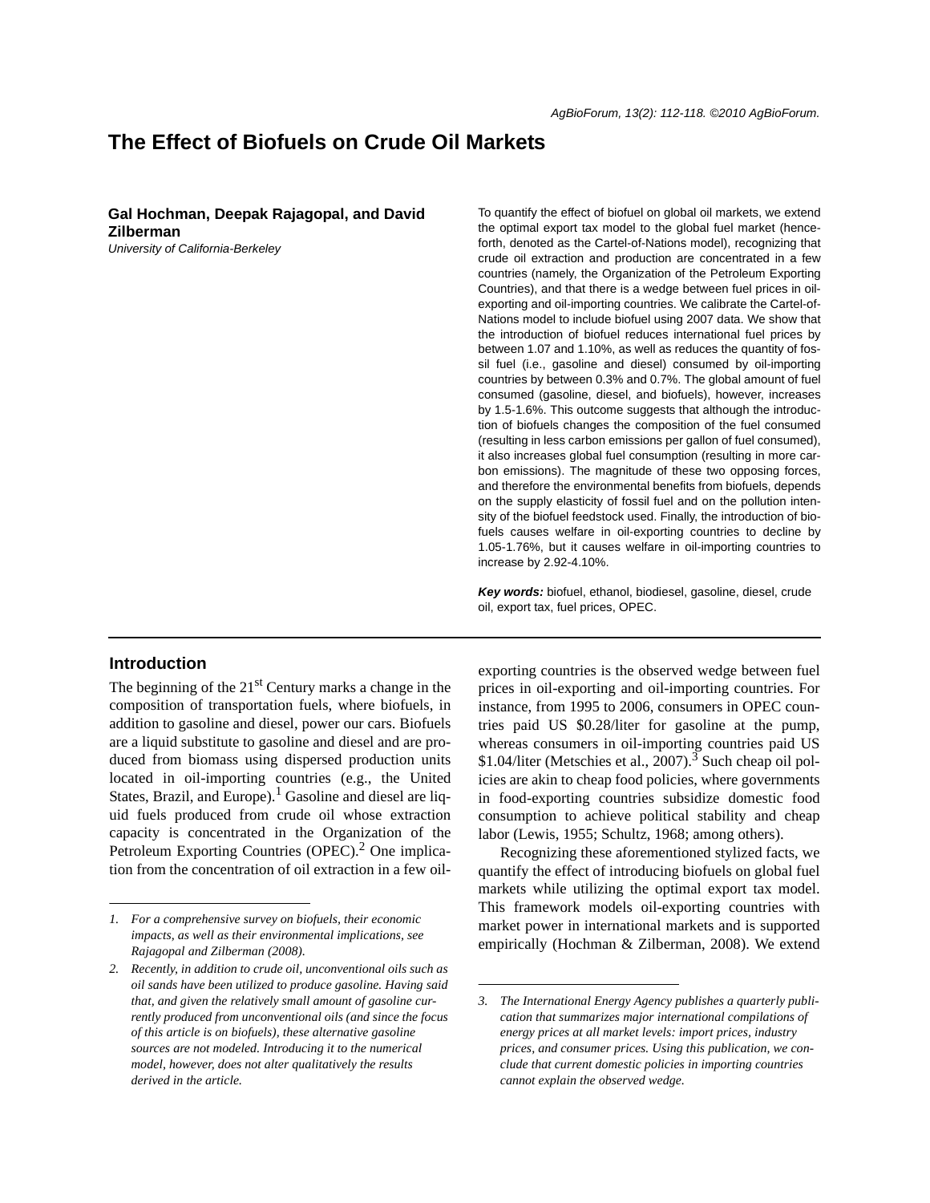# The Effect of Biofuels on Crude Oil Markets

**Gal Hochman, Deepak Rajagopal, and David Zilberman**

*University of California-Berkeley*

To quantify the effect of biofuel on global oil markets, we extend the optimal export tax model to the global fuel market (henceforth, denoted as the Cartel-of-Nations model), recognizing that crude oil extraction and production are concentrated in a few countries (namely, the Organization of the Petroleum Exporting Countries), and that there is a wedge between fuel prices in oil-exporting and oil-importing countries. We calibrate the Cartel-of-Nations model to include biofuel using 2007 data. We show that the introduction of biofuel reduces international fuel prices by between 1.07 and 1.10%, as well as reduces the quantity of fossil fuel (i.e., gasoline and diesel) consumed by oil-importing countries by between 0.3% and 0.7%. The global amount of fuel consumed (gasoline, diesel, and biofuels), however, increases by 1.5-1.6%. This outcome suggests that although the introduction of biofuels changes the composition of the fuel consumed (resulting in less carbon emissions per gallon of fuel consumed), it also increases global fuel consumption (resulting in more carbon emissions). The magnitude of these two opposing forces, and therefore the environmental benefits from biofuels, depends on the supply elasticity of fossil fuel and on the pollution intensity of the biofuel feedstock used. Finally, the introduction of biofuels causes welfare in oil-exporting countries to decline by 1.05-1.76%, but it causes welfare in oil-importing countries to increase by 2.92-4.10%.

***Key words:*** biofuel, ethanol, biodiesel, gasoline, diesel, crude oil, export tax, fuel prices, OPEC.

## Introduction

The beginning of the 21st Century marks a change in the composition of transportation fuels, where biofuels, in addition to gasoline and diesel, power our cars. Biofuels are a liquid substitute to gasoline and diesel and are produced from biomass using dispersed production units located in oil-importing countries (e.g., the United States, Brazil, and Europe).[1] Gasoline and diesel are liquid fuels produced from crude oil whose extraction capacity is concentrated in the Organization of the Petroleum Exporting Countries (OPEC).[2] One implication from the concentration of oil extraction in a few oil-exporting countries is the observed wedge between fuel prices in oil-exporting and oil-importing countries. For instance, from 1995 to 2006, consumers in OPEC countries paid US $0.28/liter for gasoline at the pump, whereas consumers in oil-importing countries paid US $1.04/liter (Metschies et al., 2007).[3] Such cheap oil policies are akin to cheap food policies, where governments in food-exporting countries subsidize domestic food consumption to achieve political stability and cheap labor (Lewis, 1955; Schultz, 1968; among others).

Recognizing these aforementioned stylized facts, we quantify the effect of introducing biofuels on global fuel markets while utilizing the optimal export tax model. This framework models oil-exporting countries with market power in international markets and is supported empirically (Hochman & Zilberman, 2008). We extend

---

*1. For a comprehensive survey on biofuels, their economic impacts, as well as their environmental implications, see Rajagopal and Zilberman (2008).*

*2. Recently, in addition to crude oil, unconventional oils such as oil sands have been utilized to produce gasoline. Having said that, and given the relatively small amount of gasoline currently produced from unconventional oils (and since the focus of this article is on biofuels), these alternative gasoline sources are not modeled. Introducing it to the numerical model, however, does not alter qualitatively the results derived in the article.*

*3. The International Energy Agency publishes a quarterly publication that summarizes major international compilations of energy prices at all market levels: import prices, industry prices, and consumer prices. Using this publication, we conclude that current domestic policies in importing countries cannot explain the observed wedge.*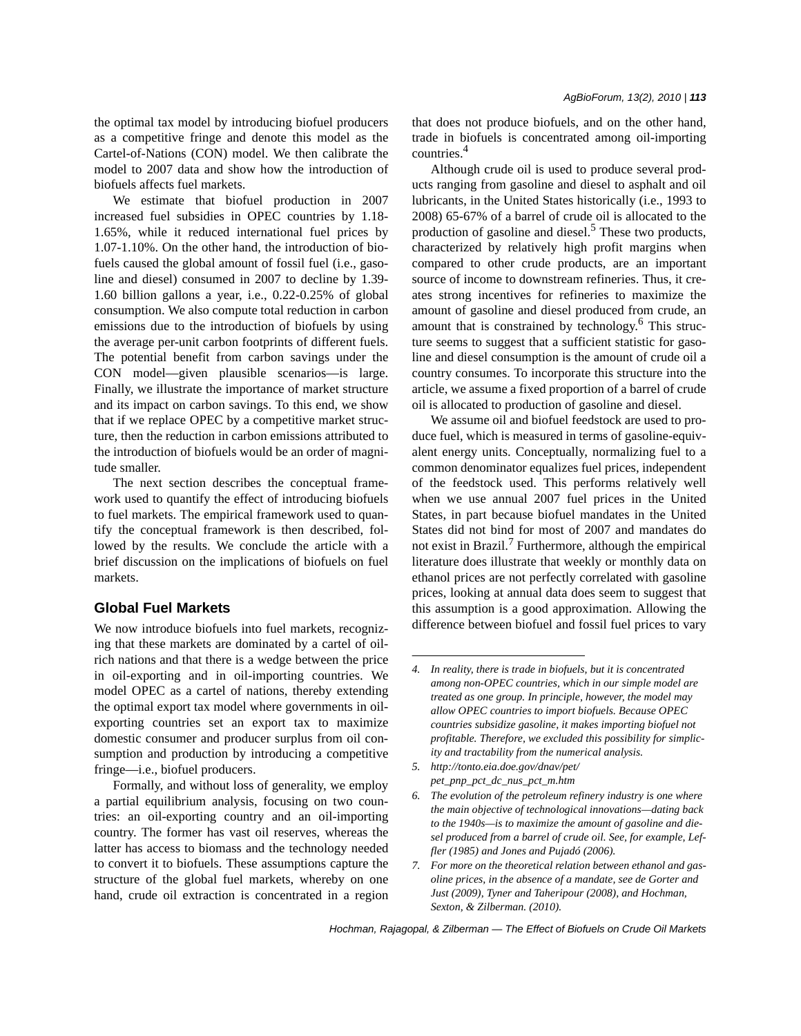the optimal tax model by introducing biofuel producers as a competitive fringe and denote this model as the Cartel-of-Nations (CON) model. We then calibrate the model to 2007 data and show how the introduction of biofuels affects fuel markets.

We estimate that biofuel production in 2007 increased fuel subsidies in OPEC countries by 1.18-1.65%, while it reduced international fuel prices by 1.07-1.10%. On the other hand, the introduction of biofuels caused the global amount of fossil fuel (i.e., gasoline and diesel) consumed in 2007 to decline by 1.39-1.60 billion gallons a year, i.e., 0.22-0.25% of global consumption. We also compute total reduction in carbon emissions due to the introduction of biofuels by using the average per-unit carbon footprints of different fuels. The potential benefit from carbon savings under the CON model—given plausible scenarios—is large. Finally, we illustrate the importance of market structure and its impact on carbon savings. To this end, we show that if we replace OPEC by a competitive market structure, then the reduction in carbon emissions attributed to the introduction of biofuels would be an order of magnitude smaller.

The next section describes the conceptual framework used to quantify the effect of introducing biofuels to fuel markets. The empirical framework used to quantify the conceptual framework is then described, followed by the results. We conclude the article with a brief discussion on the implications of biofuels on fuel markets.

## Global Fuel Markets

We now introduce biofuels into fuel markets, recognizing that these markets are dominated by a cartel of oil-rich nations and that there is a wedge between the price in oil-exporting and in oil-importing countries. We model OPEC as a cartel of nations, thereby extending the optimal export tax model where governments in oil-exporting countries set an export tax to maximize domestic consumer and producer surplus from oil consumption and production by introducing a competitive fringe—i.e., biofuel producers.

Formally, and without loss of generality, we employ a partial equilibrium analysis, focusing on two countries: an oil-exporting country and an oil-importing country. The former has vast oil reserves, whereas the latter has access to biomass and the technology needed to convert it to biofuels. These assumptions capture the structure of the global fuel markets, whereby on one hand, crude oil extraction is concentrated in a region that does not produce biofuels, and on the other hand, trade in biofuels is concentrated among oil-importing countries.[4]

Although crude oil is used to produce several products ranging from gasoline and diesel to asphalt and oil lubricants, in the United States historically (i.e., 1993 to 2008) 65-67% of a barrel of crude oil is allocated to the production of gasoline and diesel.[5] These two products, characterized by relatively high profit margins when compared to other crude products, are an important source of income to downstream refineries. Thus, it creates strong incentives for refineries to maximize the amount of gasoline and diesel produced from crude, an amount that is constrained by technology.[6] This structure seems to suggest that a sufficient statistic for gasoline and diesel consumption is the amount of crude oil a country consumes. To incorporate this structure into the article, we assume a fixed proportion of a barrel of crude oil is allocated to production of gasoline and diesel.

We assume oil and biofuel feedstock are used to produce fuel, which is measured in terms of gasoline-equivalent energy units. Conceptually, normalizing fuel to a common denominator equalizes fuel prices, independent of the feedstock used. This performs relatively well when we use annual 2007 fuel prices in the United States, in part because biofuel mandates in the United States did not bind for most of 2007 and mandates do not exist in Brazil.[7] Furthermore, although the empirical literature does illustrate that weekly or monthly data on ethanol prices are not perfectly correlated with gasoline prices, looking at annual data does seem to suggest that this assumption is a good approximation. Allowing the difference between biofuel and fossil fuel prices to vary

---

4. *In reality, there is trade in biofuels, but it is concentrated among non-OPEC countries, which in our simple model are treated as one group. In principle, however, the model may allow OPEC countries to import biofuels. Because OPEC countries subsidize gasoline, it makes importing biofuel not profitable. Therefore, we excluded this possibility for simplicity and tractability from the numerical analysis.*

5. *http://tonto.eia.doe.gov/dnav/pet/pet_pnp_pct_dc_nus_pct_m.htm*

6. *The evolution of the petroleum refinery industry is one where the main objective of technological innovations—dating back to the 1940s—is to maximize the amount of gasoline and diesel produced from a barrel of crude oil. See, for example, Leffler (1985) and Jones and Pujadó (2006).*

7. *For more on the theoretical relation between ethanol and gasoline prices, in the absence of a mandate, see de Gorter and Just (2009), Tyner and Taheripour (2008), and Hochman, Sexton, & Zilberman. (2010).*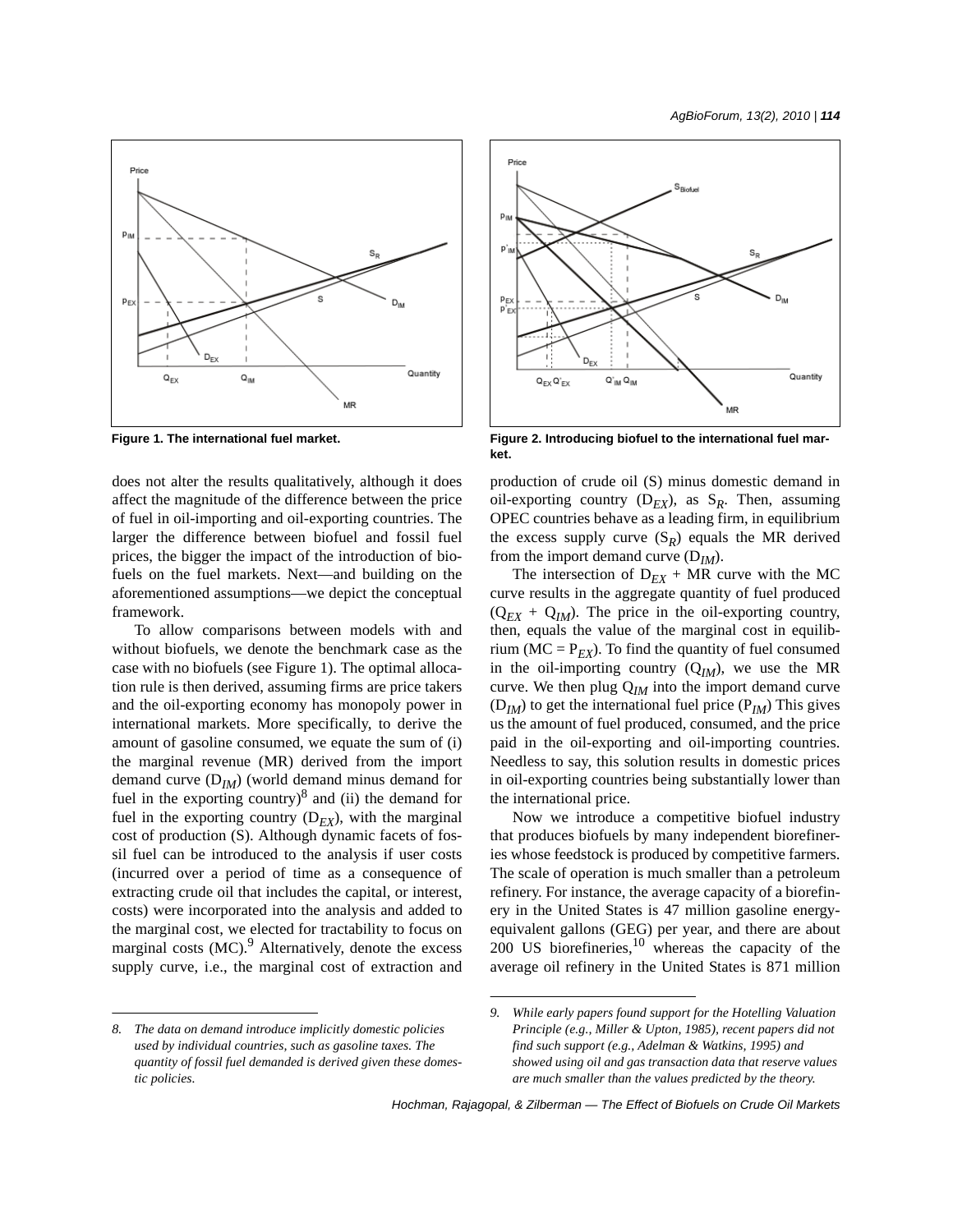Figure 1. The international fuel market.

Figure 2. Introducing biofuel to the international fuel market.

does not alter the results qualitatively, although it does affect the magnitude of the difference between the price of fuel in oil-importing and oil-exporting countries. The larger the difference between biofuel and fossil fuel prices, the bigger the impact of the introduction of biofuels on the fuel markets. Next—and building on the aforementioned assumptions—we depict the conceptual framework.

To allow comparisons between models with and without biofuels, we denote the benchmark case as the case with no biofuels (see Figure 1). The optimal allocation rule is then derived, assuming firms are price takers and the oil-exporting economy has monopoly power in international markets. More specifically, to derive the amount of gasoline consumed, we equate the sum of (i) the marginal revenue (MR) derived from the import demand curve ($D_{IM}$) (world demand minus demand for fuel in the exporting country)[8] and (ii) the demand for fuel in the exporting country ($D_{EX}$), with the marginal cost of production (S). Although dynamic facets of fossil fuel can be introduced to the analysis if user costs (incurred over a period of time as a consequence of extracting crude oil that includes the capital, or interest, costs) were incorporated into the analysis and added to the marginal cost, we elected for tractability to focus on marginal costs (MC).[9] Alternatively, denote the excess supply curve, i.e., the marginal cost of extraction and production of crude oil (S) minus domestic demand in oil-exporting country ($D_{EX}$), as $S_R$. Then, assuming OPEC countries behave as a leading firm, in equilibrium the excess supply curve ($S_R$) equals the MR derived from the import demand curve ($D_{IM}$).

The intersection of $D_{EX}$ + MR curve with the MC curve results in the aggregate quantity of fuel produced ($Q_{EX}$ + $Q_{IM}$). The price in the oil-exporting country, then, equals the value of the marginal cost in equilibrium (MC = $P_{EX}$). To find the quantity of fuel consumed in the oil-importing country ($Q_{IM}$), we use the MR curve. We then plug $Q_{IM}$ into the import demand curve ($D_{IM}$) to get the international fuel price ($P_{IM}$) This gives us the amount of fuel produced, consumed, and the price paid in the oil-exporting and oil-importing countries. Needless to say, this solution results in domestic prices in oil-exporting countries being substantially lower than the international price.

Now we introduce a competitive biofuel industry that produces biofuels by many independent biorefineries whose feedstock is produced by competitive farmers. The scale of operation is much smaller than a petroleum refinery. For instance, the average capacity of a biorefinery in the United States is 47 million gasoline energy-equivalent gallons (GEG) per year, and there are about 200 US biorefineries,[10] whereas the capacity of the average oil refinery in the United States is 871 million

---

*8. The data on demand introduce implicitly domestic policies used by individual countries, such as gasoline taxes. The quantity of fossil fuel demanded is derived given these domestic policies.*

*9. While early papers found support for the Hotelling Valuation Principle (e.g., Miller & Upton, 1985), recent papers did not find such support (e.g., Adelman & Watkins, 1995) and showed using oil and gas transaction data that reserve values are much smaller than the values predicted by the theory.*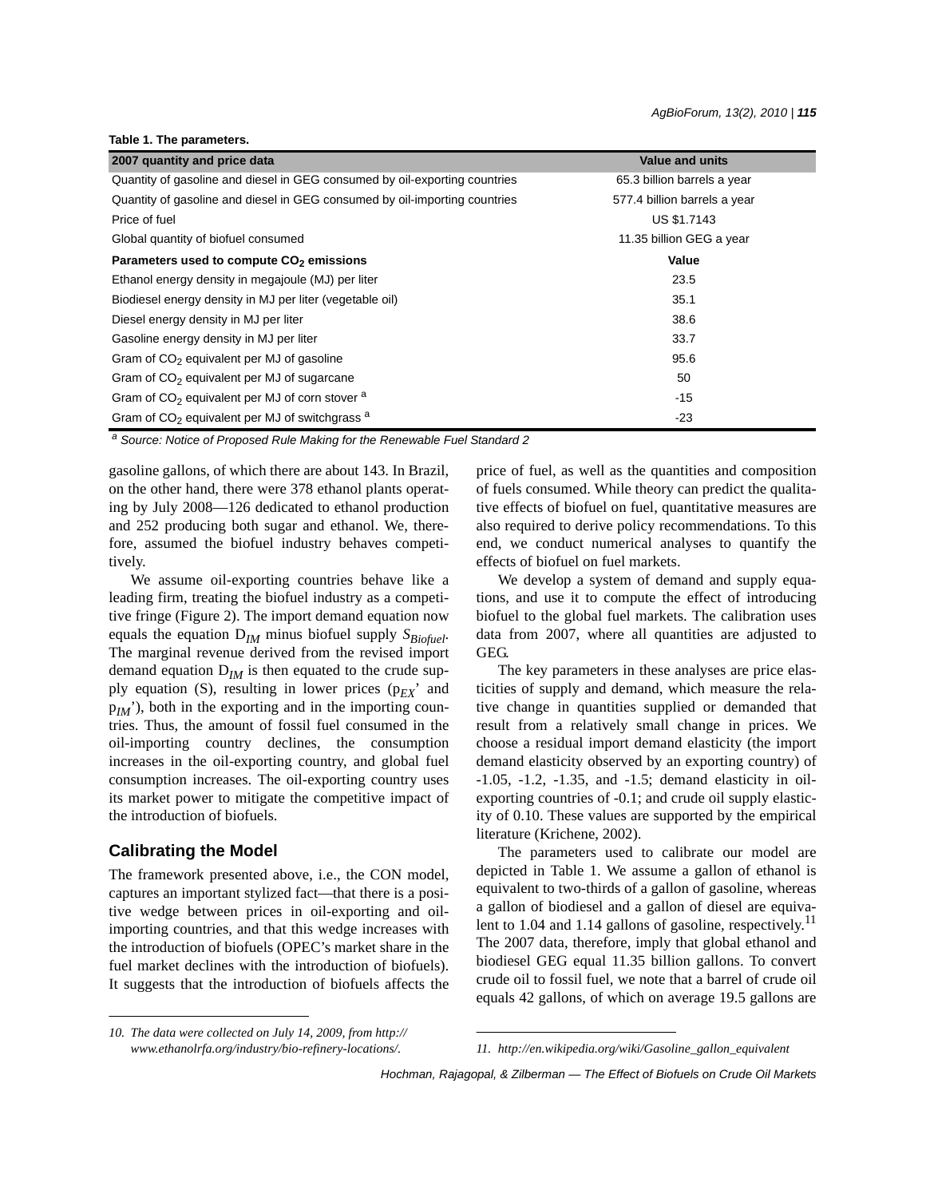**Table 1. The parameters.**

| 2007 quantity and price data | Value and units |
|---|---|
| Quantity of gasoline and diesel in GEG consumed by oil-exporting countries | 65.3 billion barrels a year |
| Quantity of gasoline and diesel in GEG consumed by oil-importing countries | 577.4 billion barrels a year |
| Price of fuel | US $1.7143 |
| Global quantity of biofuel consumed | 11.35 billion GEG a year |
| **Parameters used to compute $CO_2$ emissions** | **Value** |
| Ethanol energy density in megajoule (MJ) per liter | 23.5 |
| Biodiesel energy density in MJ per liter (vegetable oil) | 35.1 |
| Diesel energy density in MJ per liter | 38.6 |
| Gasoline energy density in MJ per liter | 33.7 |
| Gram of $CO_2$ equivalent per MJ of gasoline | 95.6 |
| Gram of $CO_2$ equivalent per MJ of sugarcane | 50 |
| Gram of $CO_2$ equivalent per MJ of corn stover [a] | -15 |
| Gram of $CO_2$ equivalent per MJ of switchgrass [a] | -23 |

[a] *Source: Notice of Proposed Rule Making for the Renewable Fuel Standard 2*

gasoline gallons, of which there are about 143. In Brazil, on the other hand, there were 378 ethanol plants operating by July 2008—126 dedicated to ethanol production and 252 producing both sugar and ethanol. We, therefore, assumed the biofuel industry behaves competitively.

We assume oil-exporting countries behave like a leading firm, treating the biofuel industry as a competitive fringe (Figure 2). The import demand equation now equals the equation $D_{IM}$ minus biofuel supply $S_{Biofuel}$. The marginal revenue derived from the revised import demand equation $D_{IM}$ is then equated to the crude supply equation (S), resulting in lower prices ($p_{EX}$' and $p_{IM}$'), both in the exporting and in the importing countries. Thus, the amount of fossil fuel consumed in the oil-importing country declines, the consumption increases in the oil-exporting country, and global fuel consumption increases. The oil-exporting country uses its market power to mitigate the competitive impact of the introduction of biofuels.

## Calibrating the Model

The framework presented above, i.e., the CON model, captures an important stylized fact—that there is a positive wedge between prices in oil-exporting and oil-importing countries, and that this wedge increases with the introduction of biofuels (OPEC's market share in the fuel market declines with the introduction of biofuels). It suggests that the introduction of biofuels affects the price of fuel, as well as the quantities and composition of fuels consumed. While theory can predict the qualitative effects of biofuel on fuel, quantitative measures are also required to derive policy recommendations. To this end, we conduct numerical analyses to quantify the effects of biofuel on fuel markets.

We develop a system of demand and supply equations, and use it to compute the effect of introducing biofuel to the global fuel markets. The calibration uses data from 2007, where all quantities are adjusted to GEG.

The key parameters in these analyses are price elasticities of supply and demand, which measure the relative change in quantities supplied or demanded that result from a relatively small change in prices. We choose a residual import demand elasticity (the import demand elasticity observed by an exporting country) of -1.05, -1.2, -1.35, and -1.5; demand elasticity in oil-exporting countries of -0.1; and crude oil supply elasticity of 0.10. These values are supported by the empirical literature (Krichene, 2002).

The parameters used to calibrate our model are depicted in Table 1. We assume a gallon of ethanol is equivalent to two-thirds of a gallon of gasoline, whereas a gallon of biodiesel and a gallon of diesel are equivalent to 1.04 and 1.14 gallons of gasoline, respectively.[11] The 2007 data, therefore, imply that global ethanol and biodiesel GEG equal 11.35 billion gallons. To convert crude oil to fossil fuel, we note that a barrel of crude oil equals 42 gallons, of which on average 19.5 gallons are

---

*10. The data were collected on July 14, 2009, from http://www.ethanolrfa.org/industry/bio-refinery-locations/.*

*11. http://en.wikipedia.org/wiki/Gasoline_gallon_equivalent*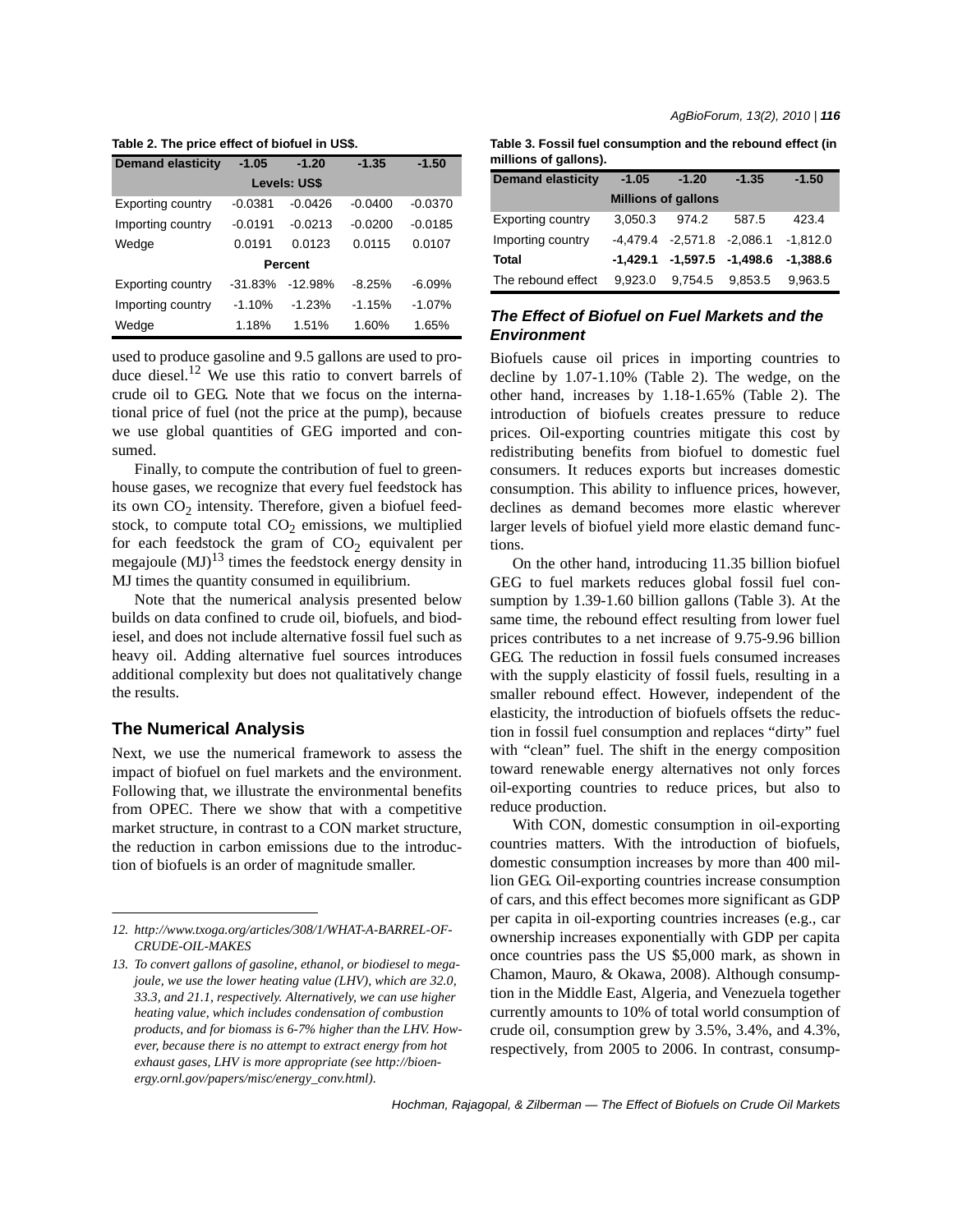**Table 2. The price effect of biofuel in US$.**

| Demand elasticity | -1.05 | -1.20 | -1.35 | -1.50 |
|---|---|---|---|---|
| | **Levels: US$** | | | |
| Exporting country | -0.0381 | -0.0426 | -0.0400 | -0.0370 |
| Importing country | -0.0191 | -0.0213 | -0.0200 | -0.0185 |
| Wedge | 0.0191 | 0.0123 | 0.0115 | 0.0107 |
| | **Percent** | | | |
| Exporting country | -31.83% | -12.98% | -8.25% | -6.09% |
| Importing country | -1.10% | -1.23% | -1.15% | -1.07% |
| Wedge | 1.18% | 1.51% | 1.60% | 1.65% |

used to produce gasoline and 9.5 gallons are used to produce diesel.[12] We use this ratio to convert barrels of crude oil to GEG. Note that we focus on the international price of fuel (not the price at the pump), because we use global quantities of GEG imported and consumed.

Finally, to compute the contribution of fuel to greenhouse gases, we recognize that every fuel feedstock has its own $CO_2$ intensity. Therefore, given a biofuel feedstock, to compute total $CO_2$ emissions, we multiplied for each feedstock the gram of $CO_2$ equivalent per megajoule (MJ)[13] times the feedstock energy density in MJ times the quantity consumed in equilibrium.

Note that the numerical analysis presented below builds on data confined to crude oil, biofuels, and biodiesel, and does not include alternative fossil fuel such as heavy oil. Adding alternative fuel sources introduces additional complexity but does not qualitatively change the results.

## The Numerical Analysis

Next, we use the numerical framework to assess the impact of biofuel on fuel markets and the environment. Following that, we illustrate the environmental benefits from OPEC. There we show that with a competitive market structure, in contrast to a CON market structure, the reduction in carbon emissions due to the introduction of biofuels is an order of magnitude smaller.

*12. http://www.txoga.org/articles/308/1/WHAT-A-BARREL-OF-CRUDE-OIL-MAKES*

*13. To convert gallons of gasoline, ethanol, or biodiesel to megajoule, we use the lower heating value (LHV), which are 32.0, 33.3, and 21.1, respectively. Alternatively, we can use higher heating value, which includes condensation of combustion products, and for biomass is 6-7% higher than the LHV. However, because there is no attempt to extract energy from hot exhaust gases, LHV is more appropriate (see http://bioenergy.ornl.gov/papers/misc/energy_conv.html).*

**Table 3. Fossil fuel consumption and the rebound effect (in millions of gallons).**

| Demand elasticity | -1.05 | -1.20 | -1.35 | -1.50 |
|---|---|---|---|---|
| | **Millions of gallons** | | | |
| Exporting country | 3,050.3 | 974.2 | 587.5 | 423.4 |
| Importing country | -4,479.4 | -2,571.8 | -2,086.1 | -1,812.0 |
| **Total** | **-1,429.1** | **-1,597.5** | **-1,498.6** | **-1,388.6** |
| The rebound effect | 9,923.0 | 9,754.5 | 9,853.5 | 9,963.5 |

### *The Effect of Biofuel on Fuel Markets and the Environment*

Biofuels cause oil prices in importing countries to decline by 1.07-1.10% (Table 2). The wedge, on the other hand, increases by 1.18-1.65% (Table 2). The introduction of biofuels creates pressure to reduce prices. Oil-exporting countries mitigate this cost by redistributing benefits from biofuel to domestic fuel consumers. It reduces exports but increases domestic consumption. This ability to influence prices, however, declines as demand becomes more elastic wherever larger levels of biofuel yield more elastic demand functions.

On the other hand, introducing 11.35 billion biofuel GEG to fuel markets reduces global fossil fuel consumption by 1.39-1.60 billion gallons (Table 3). At the same time, the rebound effect resulting from lower fuel prices contributes to a net increase of 9.75-9.96 billion GEG. The reduction in fossil fuels consumed increases with the supply elasticity of fossil fuels, resulting in a smaller rebound effect. However, independent of the elasticity, the introduction of biofuels offsets the reduction in fossil fuel consumption and replaces "dirty" fuel with "clean" fuel. The shift in the energy composition toward renewable energy alternatives not only forces oil-exporting countries to reduce prices, but also to reduce production.

With CON, domestic consumption in oil-exporting countries matters. With the introduction of biofuels, domestic consumption increases by more than 400 million GEG. Oil-exporting countries increase consumption of cars, and this effect becomes more significant as GDP per capita in oil-exporting countries increases (e.g., car ownership increases exponentially with GDP per capita once countries pass the US $5,000 mark, as shown in Chamon, Mauro, & Okawa, 2008). Although consumption in the Middle East, Algeria, and Venezuela together currently amounts to 10% of total world consumption of crude oil, consumption grew by 3.5%, 3.4%, and 4.3%, respectively, from 2005 to 2006. In contrast, consump-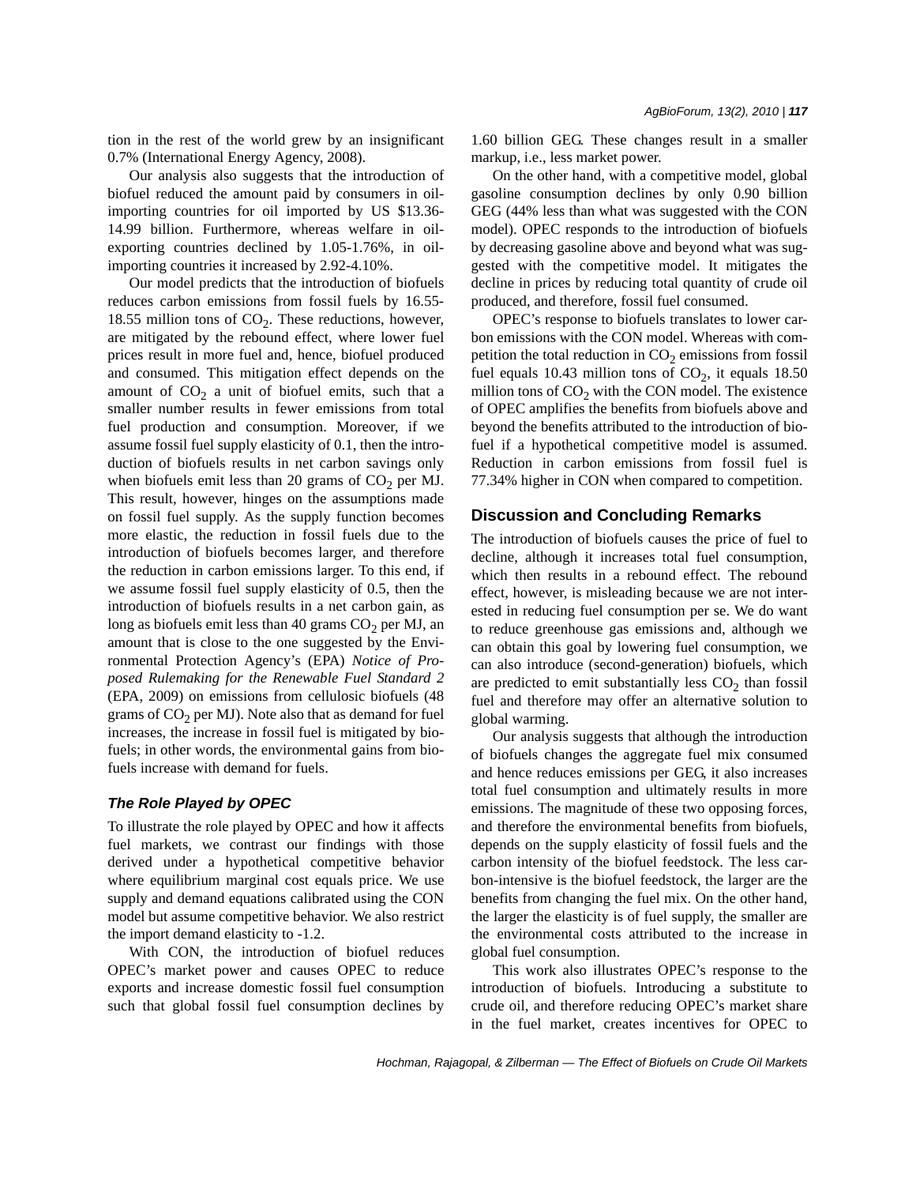tion in the rest of the world grew by an insignificant 0.7% (International Energy Agency, 2008).

Our analysis also suggests that the introduction of biofuel reduced the amount paid by consumers in oil-importing countries for oil imported by US $13.36-14.99 billion. Furthermore, whereas welfare in oil-exporting countries declined by 1.05-1.76%, in oil-importing countries it increased by 2.92-4.10%.

Our model predicts that the introduction of biofuels reduces carbon emissions from fossil fuels by 16.55-18.55 million tons of $CO_2$. These reductions, however, are mitigated by the rebound effect, where lower fuel prices result in more fuel and, hence, biofuel produced and consumed. This mitigation effect depends on the amount of $CO_2$ a unit of biofuel emits, such that a smaller number results in fewer emissions from total fuel production and consumption. Moreover, if we assume fossil fuel supply elasticity of 0.1, then the introduction of biofuels results in net carbon savings only when biofuels emit less than 20 grams of $CO_2$ per MJ. This result, however, hinges on the assumptions made on fossil fuel supply. As the supply function becomes more elastic, the reduction in fossil fuels due to the introduction of biofuels becomes larger, and therefore the reduction in carbon emissions larger. To this end, if we assume fossil fuel supply elasticity of 0.5, then the introduction of biofuels results in a net carbon gain, as long as biofuels emit less than 40 grams $CO_2$ per MJ, an amount that is close to the one suggested by the Environmental Protection Agency's (EPA) *Notice of Proposed Rulemaking for the Renewable Fuel Standard 2* (EPA, 2009) on emissions from cellulosic biofuels (48 grams of $CO_2$ per MJ). Note also that as demand for fuel increases, the increase in fossil fuel is mitigated by biofuels; in other words, the environmental gains from biofuels increase with demand for fuels.

### *The Role Played by OPEC*

To illustrate the role played by OPEC and how it affects fuel markets, we contrast our findings with those derived under a hypothetical competitive behavior where equilibrium marginal cost equals price. We use supply and demand equations calibrated using the CON model but assume competitive behavior. We also restrict the import demand elasticity to -1.2.

With CON, the introduction of biofuel reduces OPEC's market power and causes OPEC to reduce exports and increase domestic fossil fuel consumption such that global fossil fuel consumption declines by 1.60 billion GEG. These changes result in a smaller markup, i.e., less market power.

On the other hand, with a competitive model, global gasoline consumption declines by only 0.90 billion GEG (44% less than what was suggested with the CON model). OPEC responds to the introduction of biofuels by decreasing gasoline above and beyond what was suggested with the competitive model. It mitigates the decline in prices by reducing total quantity of crude oil produced, and therefore, fossil fuel consumed.

OPEC's response to biofuels translates to lower carbon emissions with the CON model. Whereas with competition the total reduction in $CO_2$ emissions from fossil fuel equals 10.43 million tons of $CO_2$, it equals 18.50 million tons of $CO_2$ with the CON model. The existence of OPEC amplifies the benefits from biofuels above and beyond the benefits attributed to the introduction of biofuel if a hypothetical competitive model is assumed. Reduction in carbon emissions from fossil fuel is 77.34% higher in CON when compared to competition.

## Discussion and Concluding Remarks

The introduction of biofuels causes the price of fuel to decline, although it increases total fuel consumption, which then results in a rebound effect. The rebound effect, however, is misleading because we are not interested in reducing fuel consumption per se. We do want to reduce greenhouse gas emissions and, although we can obtain this goal by lowering fuel consumption, we can also introduce (second-generation) biofuels, which are predicted to emit substantially less $CO_2$ than fossil fuel and therefore may offer an alternative solution to global warming.

Our analysis suggests that although the introduction of biofuels changes the aggregate fuel mix consumed and hence reduces emissions per GEG, it also increases total fuel consumption and ultimately results in more emissions. The magnitude of these two opposing forces, and therefore the environmental benefits from biofuels, depends on the supply elasticity of fossil fuels and the carbon intensity of the biofuel feedstock. The less carbon-intensive is the biofuel feedstock, the larger are the benefits from changing the fuel mix. On the other hand, the larger the elasticity is of fuel supply, the smaller are the environmental costs attributed to the increase in global fuel consumption.

This work also illustrates OPEC's response to the introduction of biofuels. Introducing a substitute to crude oil, and therefore reducing OPEC's market share in the fuel market, creates incentives for OPEC to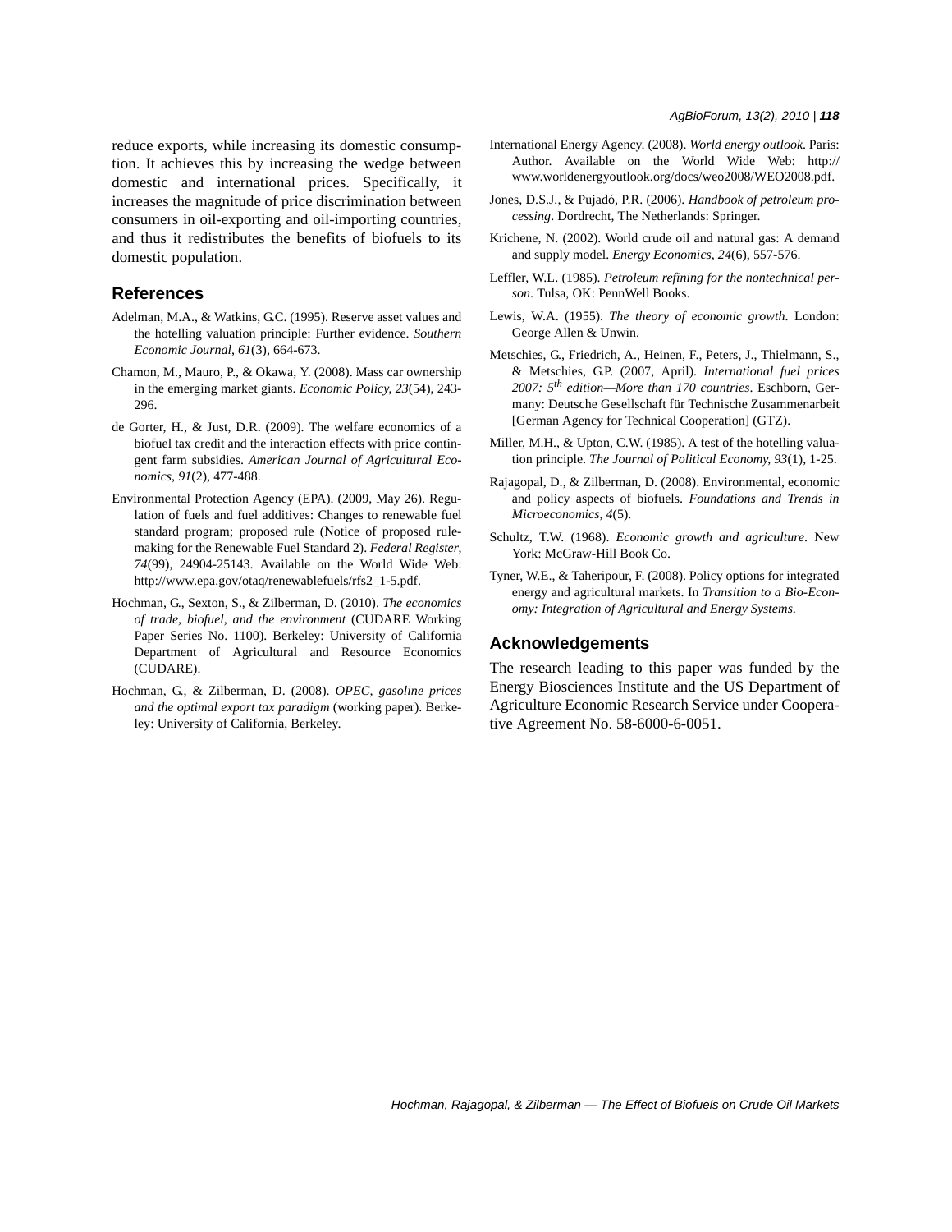reduce exports, while increasing its domestic consumption. It achieves this by increasing the wedge between domestic and international prices. Specifically, it increases the magnitude of price discrimination between consumers in oil-exporting and oil-importing countries, and thus it redistributes the benefits of biofuels to its domestic population.

## References

Adelman, M.A., & Watkins, G.C. (1995). Reserve asset values and the hotelling valuation principle: Further evidence. *Southern Economic Journal*, *61*(3), 664-673.

Chamon, M., Mauro, P., & Okawa, Y. (2008). Mass car ownership in the emerging market giants. *Economic Policy*, *23*(54), 243-296.

de Gorter, H., & Just, D.R. (2009). The welfare economics of a biofuel tax credit and the interaction effects with price contingent farm subsidies. *American Journal of Agricultural Economics*, *91*(2), 477-488.

Environmental Protection Agency (EPA). (2009, May 26). Regulation of fuels and fuel additives: Changes to renewable fuel standard program; proposed rule (Notice of proposed rulemaking for the Renewable Fuel Standard 2). *Federal Register*, *74*(99), 24904-25143. Available on the World Wide Web: http://www.epa.gov/otaq/renewablefuels/rfs2_1-5.pdf.

Hochman, G., Sexton, S., & Zilberman, D. (2010). *The economics of trade, biofuel, and the environment* (CUDARE Working Paper Series No. 1100). Berkeley: University of California Department of Agricultural and Resource Economics (CUDARE).

Hochman, G., & Zilberman, D. (2008). *OPEC, gasoline prices and the optimal export tax paradigm* (working paper). Berkeley: University of California, Berkeley.

International Energy Agency. (2008). *World energy outlook*. Paris: Author. Available on the World Wide Web: http://www.worldenergyoutlook.org/docs/weo2008/WEO2008.pdf.

Jones, D.S.J., & Pujadó, P.R. (2006). *Handbook of petroleum processing*. Dordrecht, The Netherlands: Springer.

Krichene, N. (2002). World crude oil and natural gas: A demand and supply model. *Energy Economics*, *24*(6), 557-576.

Leffler, W.L. (1985). *Petroleum refining for the nontechnical person*. Tulsa, OK: PennWell Books.

Lewis, W.A. (1955). *The theory of economic growth*. London: George Allen & Unwin.

Metschies, G., Friedrich, A., Heinen, F., Peters, J., Thielmann, S., & Metschies, G.P. (2007, April). *International fuel prices 2007: 5th edition—More than 170 countries*. Eschborn, Germany: Deutsche Gesellschaft für Technische Zusammenarbeit [German Agency for Technical Cooperation] (GTZ).

Miller, M.H., & Upton, C.W. (1985). A test of the hotelling valuation principle. *The Journal of Political Economy*, *93*(1), 1-25.

Rajagopal, D., & Zilberman, D. (2008). Environmental, economic and policy aspects of biofuels. *Foundations and Trends in Microeconomics*, *4*(5).

Schultz, T.W. (1968). *Economic growth and agriculture*. New York: McGraw-Hill Book Co.

Tyner, W.E., & Taheripour, F. (2008). Policy options for integrated energy and agricultural markets. In *Transition to a Bio-Economy: Integration of Agricultural and Energy Systems*.

## Acknowledgements

The research leading to this paper was funded by the Energy Biosciences Institute and the US Department of Agriculture Economic Research Service under Cooperative Agreement No. 58-6000-6-0051.